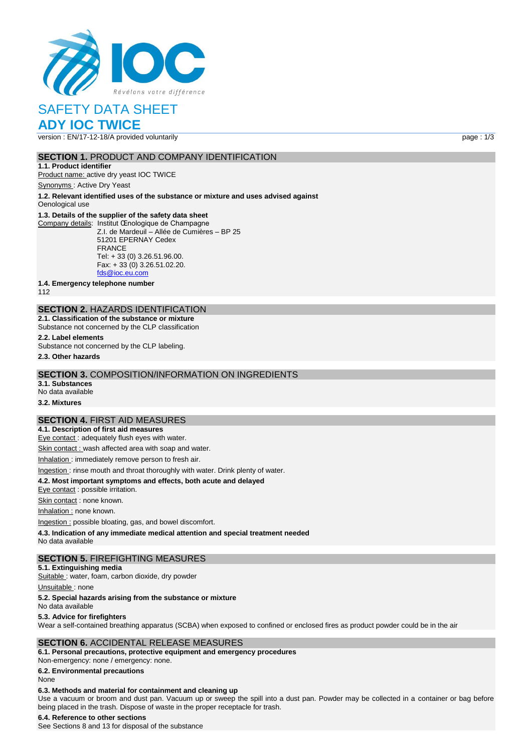Révélons votre différence

# SAFETY DATA SHEET

# ADY IOC TWICE

version : EN/17-12-18/A provided voluntarily

## SECTION 1. PRODUCT AND COMPANY IDENTIFICATION

**1.1. Product identifier**

Product name: active dry yeast IOC TWICE

Synonyms : Active Dry Yeast

**1.2. Relevant identified uses of the substance or mixture and uses advised against**

Oenological use

**1.3. Details of the supplier of the safety data sheet**

Company details: Institut Œnologique de Champagne
Z.I. de Mardeuil – Allée de Cumières – BP 25
51201 EPERNAY Cedex
FRANCE
Tel: + 33 (0) 3.26.51.96.00.
Fax: + 33 (0) 3.26.51.02.20.
fds@ioc.eu.com

**1.4. Emergency telephone number**

112

## SECTION 2. HAZARDS IDENTIFICATION

**2.1. Classification of the substance or mixture**

Substance not concerned by the CLP classification

**2.2. Label elements**

Substance not concerned by the CLP labeling.

**2.3. Other hazards**

## SECTION 3. COMPOSITION/INFORMATION ON INGREDIENTS

**3.1. Substances**

No data available

**3.2. Mixtures**

## SECTION 4. FIRST AID MEASURES

**4.1. Description of first aid measures**

Eye contact : adequately flush eyes with water.

Skin contact : wash affected area with soap and water.

Inhalation : immediately remove person to fresh air.

Ingestion : rinse mouth and throat thoroughly with water. Drink plenty of water.

**4.2. Most important symptoms and effects, both acute and delayed**

Eye contact : possible irritation.

Skin contact : none known.

Inhalation : none known.

Ingestion : possible bloating, gas, and bowel discomfort.

**4.3. Indication of any immediate medical attention and special treatment needed**

No data available

## SECTION 5. FIREFIGHTING MEASURES

**5.1. Extinguishing media**

Suitable : water, foam, carbon dioxide, dry powder

Unsuitable : none

**5.2. Special hazards arising from the substance or mixture**

No data available

**5.3. Advice for firefighters**

Wear a self-contained breathing apparatus (SCBA) when exposed to confined or enclosed fires as product powder could be in the air

## SECTION 6. ACCIDENTAL RELEASE MEASURES

**6.1. Personal precautions, protective equipment and emergency procedures**

Non-emergency: none / emergency: none.

**6.2. Environmental precautions**

None

**6.3. Methods and material for containment and cleaning up**

Use a vacuum or broom and dust pan. Vacuum up or sweep the spill into a dust pan. Powder may be collected in a container or bag before being placed in the trash. Dispose of waste in the proper receptacle for trash.

**6.4. Reference to other sections**

See Sections 8 and 13 for disposal of the substance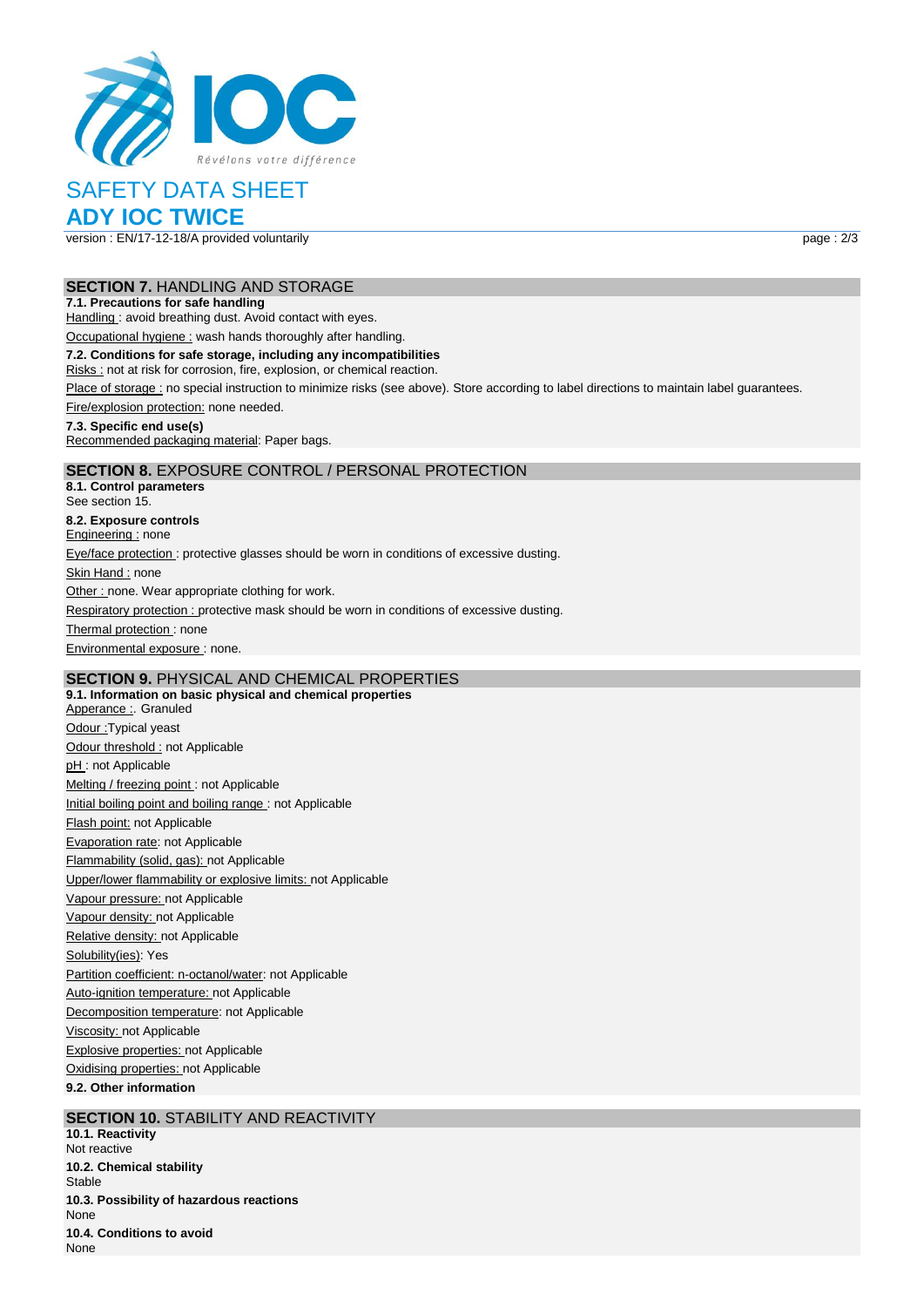# SAFETY DATA SHEET

## ADY IOC TWICE

version : EN/17-12-18/A provided voluntarily

## SECTION 7. HANDLING AND STORAGE

**7.1. Precautions for safe handling**

Handling : avoid breathing dust. Avoid contact with eyes.

Occupational hygiene : wash hands thoroughly after handling.

**7.2. Conditions for safe storage, including any incompatibilities**

Risks : not at risk for corrosion, fire, explosion, or chemical reaction.

Place of storage : no special instruction to minimize risks (see above). Store according to label directions to maintain label guarantees.

Fire/explosion protection: none needed.

**7.3. Specific end use(s)**

Recommended packaging material: Paper bags.

## SECTION 8. EXPOSURE CONTROL / PERSONAL PROTECTION

**8.1. Control parameters**

See section 15.

**8.2. Exposure controls**

Engineering : none

Eye/face protection : protective glasses should be worn in conditions of excessive dusting.

Skin Hand : none

Other : none. Wear appropriate clothing for work.

Respiratory protection : protective mask should be worn in conditions of excessive dusting.

Thermal protection : none

Environmental exposure : none.

## SECTION 9. PHYSICAL AND CHEMICAL PROPERTIES

**9.1. Information on basic physical and chemical properties**

Apperance :. Granuled

Odour :Typical yeast

Odour threshold : not Applicable

pH : not Applicable

Melting / freezing point : not Applicable

Initial boiling point and boiling range : not Applicable

Flash point: not Applicable

Evaporation rate: not Applicable

Flammability (solid, gas): not Applicable

Upper/lower flammability or explosive limits: not Applicable

Vapour pressure: not Applicable

Vapour density: not Applicable

Relative density: not Applicable

Solubility(ies): Yes

Partition coefficient: n-octanol/water: not Applicable

Auto-ignition temperature: not Applicable

Decomposition temperature: not Applicable

Viscosity: not Applicable

Explosive properties: not Applicable

Oxidising properties: not Applicable

**9.2. Other information**

## SECTION 10. STABILITY AND REACTIVITY

**10.1. Reactivity**

Not reactive

**10.2. Chemical stability**

Stable

**10.3. Possibility of hazardous reactions**

None

**10.4. Conditions to avoid**

None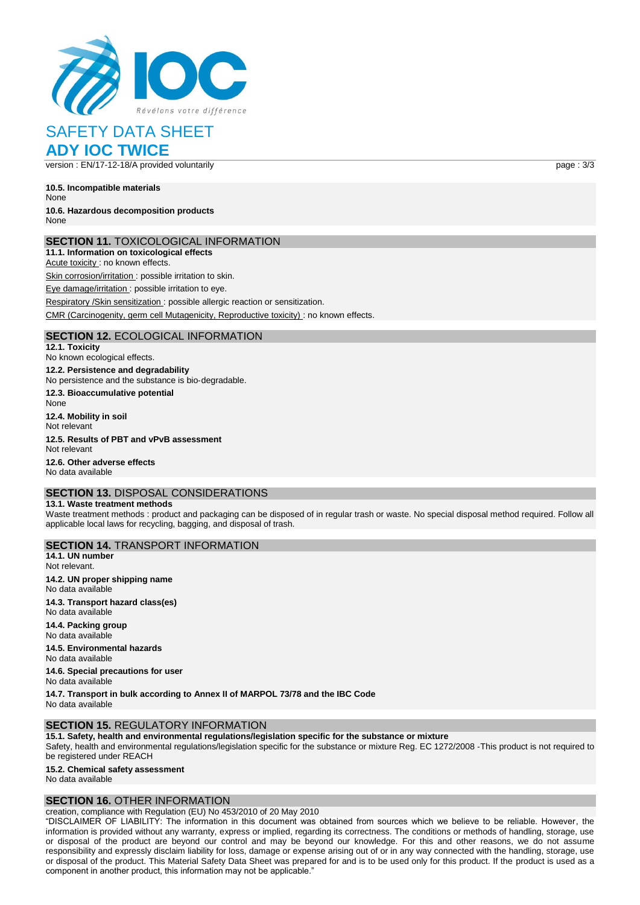# SAFETY DATA SHEET

## ADY IOC TWICE

version : EN/17-12-18/A provided voluntarily

**10.5. Incompatible materials**
None

**10.6. Hazardous decomposition products**
None

## SECTION 11. TOXICOLOGICAL INFORMATION

**11.1. Information on toxicological effects**

Acute toxicity : no known effects.

Skin corrosion/irritation : possible irritation to skin.

Eye damage/irritation : possible irritation to eye.

Respiratory /Skin sensitization : possible allergic reaction or sensitization.

CMR (Carcinogenity, germ cell Mutagenicity, Reproductive toxicity) : no known effects.

## SECTION 12. ECOLOGICAL INFORMATION

**12.1. Toxicity**
No known ecological effects.

**12.2. Persistence and degradability**
No persistence and the substance is bio-degradable.

**12.3. Bioaccumulative potential**
None

**12.4. Mobility in soil**
Not relevant

**12.5. Results of PBT and vPvB assessment**
Not relevant

**12.6. Other adverse effects**
No data available

## SECTION 13. DISPOSAL CONSIDERATIONS

**13.1. Waste treatment methods**
Waste treatment methods : product and packaging can be disposed of in regular trash or waste. No special disposal method required. Follow all applicable local laws for recycling, bagging, and disposal of trash.

## SECTION 14. TRANSPORT INFORMATION

**14.1. UN number**
Not relevant.

**14.2. UN proper shipping name**
No data available

**14.3. Transport hazard class(es)**
No data available

**14.4. Packing group**
No data available

**14.5. Environmental hazards**
No data available

**14.6. Special precautions for user**
No data available

**14.7. Transport in bulk according to Annex II of MARPOL 73/78 and the IBC Code**
No data available

## SECTION 15. REGULATORY INFORMATION

**15.1. Safety, health and environmental regulations/legislation specific for the substance or mixture**
Safety, health and environmental regulations/legislation specific for the substance or mixture Reg. EC 1272/2008 -This product is not required to be registered under REACH

**15.2. Chemical safety assessment**
No data available

## SECTION 16. OTHER INFORMATION

creation, compliance with Regulation (EU) No 453/2010 of 20 May 2010

"DISCLAIMER OF LIABILITY: The information in this document was obtained from sources which we believe to be reliable. However, the information is provided without any warranty, express or implied, regarding its correctness. The conditions or methods of handling, storage, use or disposal of the product are beyond our control and may be beyond our knowledge. For this and other reasons, we do not assume responsibility and expressly disclaim liability for loss, damage or expense arising out of or in any way connected with the handling, storage, use or disposal of the product. This Material Safety Data Sheet was prepared for and is to be used only for this product. If the product is used as a component in another product, this information may not be applicable."